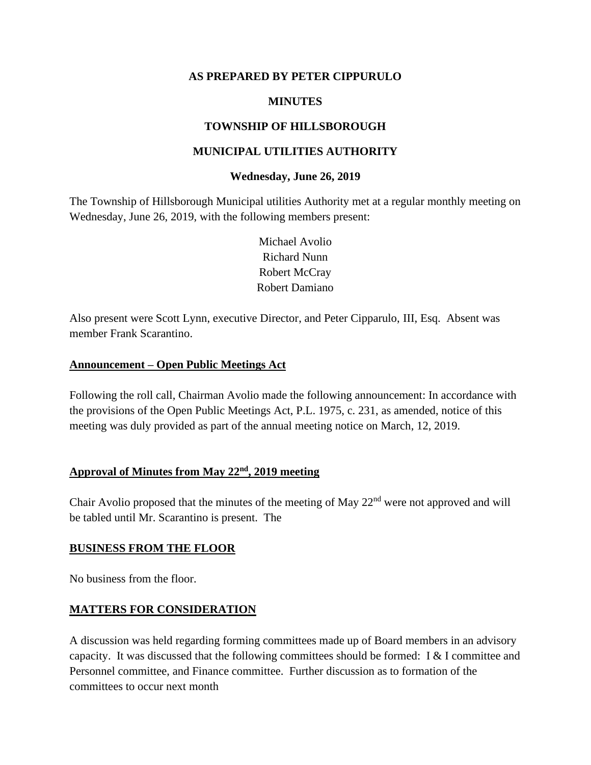**AS PREPARED BY PETER CIPPURULO**

**MINUTES**

**TOWNSHIP OF HILLSBOROUGH**

**MUNICIPAL UTILITIES AUTHORITY**

**Wednesday, June 26, 2019**

The Township of Hillsborough Municipal utilities Authority met at a regular monthly meeting on Wednesday, June 26, 2019, with the following members present:

Michael Avolio
Richard Nunn
Robert McCray
Robert Damiano

Also present were Scott Lynn, executive Director, and Peter Cipparulo, III, Esq. Absent was member Frank Scarantino.

**Announcement – Open Public Meetings Act**

Following the roll call, Chairman Avolio made the following announcement: In accordance with the provisions of the Open Public Meetings Act, P.L. 1975, c. 231, as amended, notice of this meeting was duly provided as part of the annual meeting notice on March, 12, 2019.

**Approval of Minutes from May 22nd, 2019 meeting**

Chair Avolio proposed that the minutes of the meeting of May 22nd were not approved and will be tabled until Mr. Scarantino is present. The

**BUSINESS FROM THE FLOOR**

No business from the floor.

**MATTERS FOR CONSIDERATION**

A discussion was held regarding forming committees made up of Board members in an advisory capacity. It was discussed that the following committees should be formed: I & I committee and Personnel committee, and Finance committee. Further discussion as to formation of the committees to occur next month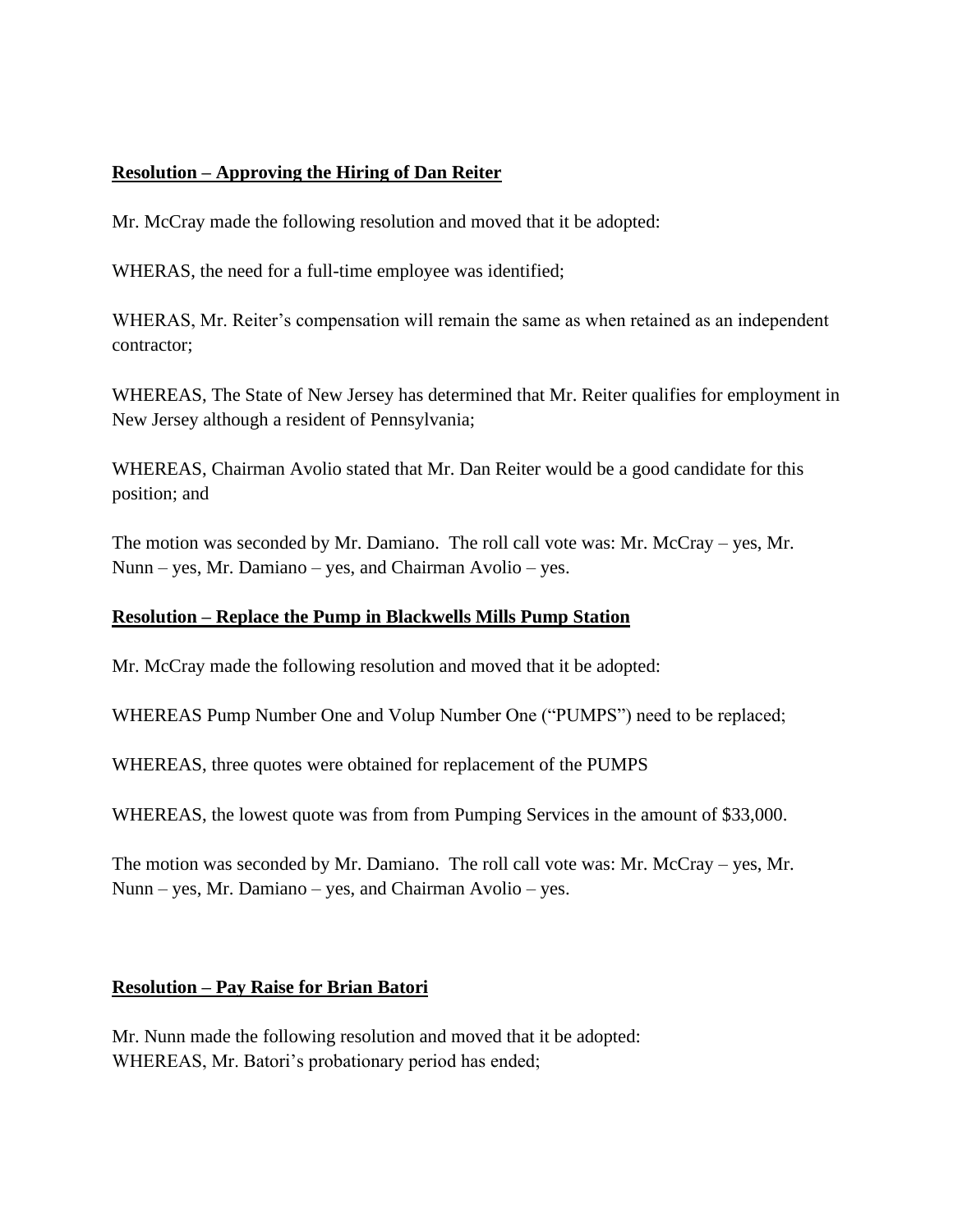**Resolution – Approving the Hiring of Dan Reiter**

Mr. McCray made the following resolution and moved that it be adopted:

WHERAS, the need for a full-time employee was identified;

WHERAS, Mr. Reiter's compensation will remain the same as when retained as an independent contractor;

WHEREAS, The State of New Jersey has determined that Mr. Reiter qualifies for employment in New Jersey although a resident of Pennsylvania;

WHEREAS, Chairman Avolio stated that Mr. Dan Reiter would be a good candidate for this position; and

The motion was seconded by Mr. Damiano. The roll call vote was: Mr. McCray – yes, Mr. Nunn – yes, Mr. Damiano – yes, and Chairman Avolio – yes.

**Resolution – Replace the Pump in Blackwells Mills Pump Station**

Mr. McCray made the following resolution and moved that it be adopted:

WHEREAS Pump Number One and Volup Number One ("PUMPS") need to be replaced;

WHEREAS, three quotes were obtained for replacement of the PUMPS

WHEREAS, the lowest quote was from from Pumping Services in the amount of $33,000.

The motion was seconded by Mr. Damiano. The roll call vote was: Mr. McCray – yes, Mr. Nunn – yes, Mr. Damiano – yes, and Chairman Avolio – yes.

**Resolution – Pay Raise for Brian Batori**

Mr. Nunn made the following resolution and moved that it be adopted:
WHEREAS, Mr. Batori's probationary period has ended;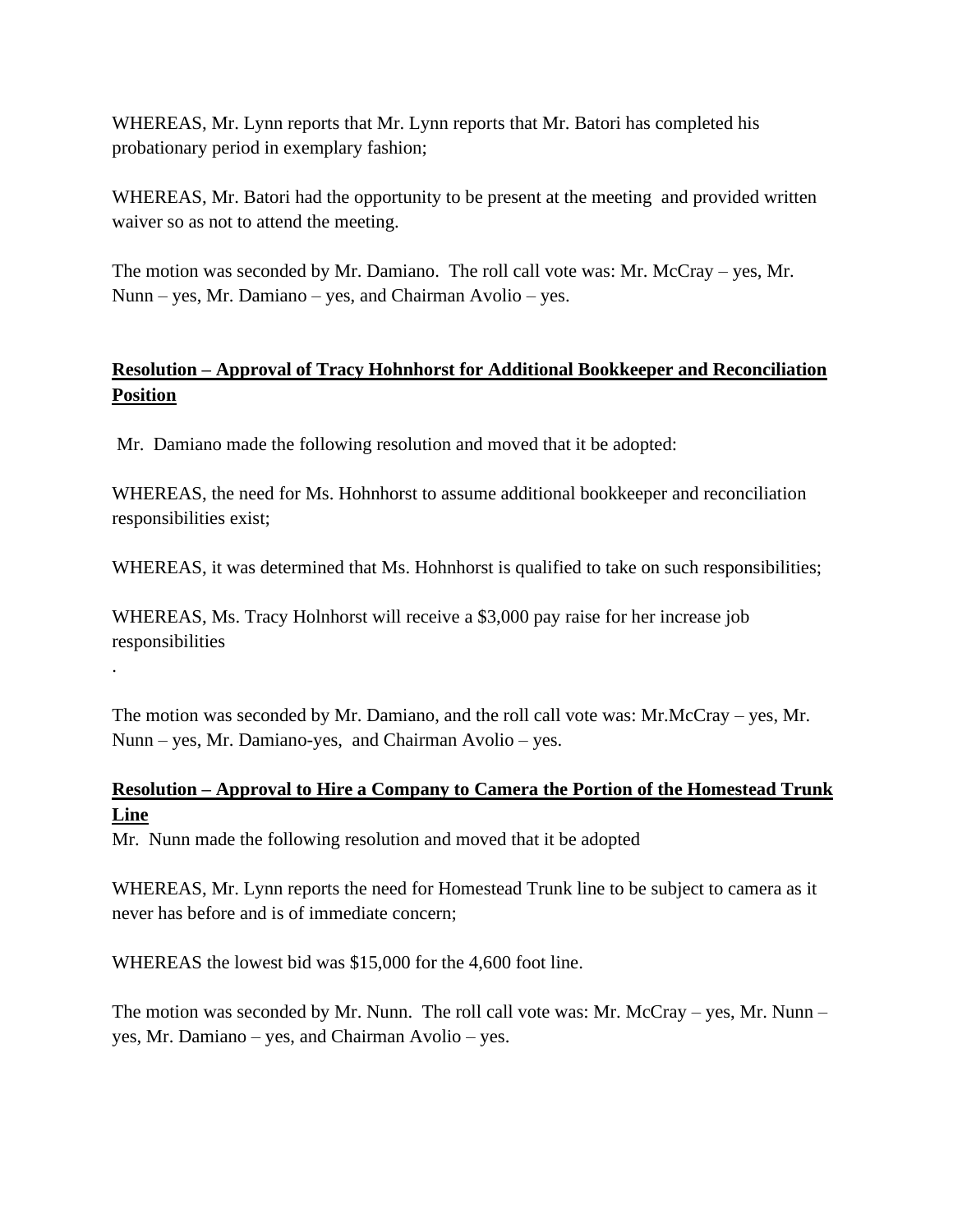WHEREAS, Mr. Lynn reports that Mr. Lynn reports that Mr. Batori has completed his probationary period in exemplary fashion;

WHEREAS, Mr. Batori had the opportunity to be present at the meeting and provided written waiver so as not to attend the meeting.

The motion was seconded by Mr. Damiano. The roll call vote was: Mr. McCray – yes, Mr. Nunn – yes, Mr. Damiano – yes, and Chairman Avolio – yes.

**<u>Resolution – Approval of Tracy Hohnhorst for Additional Bookkeeper and Reconciliation Position</u>**

Mr. Damiano made the following resolution and moved that it be adopted:

WHEREAS, the need for Ms. Hohnhorst to assume additional bookkeeper and reconciliation responsibilities exist;

WHEREAS, it was determined that Ms. Hohnhorst is qualified to take on such responsibilities;

WHEREAS, Ms. Tracy Holnhorst will receive a $3,000 pay raise for her increase job responsibilities

.

The motion was seconded by Mr. Damiano, and the roll call vote was: Mr.McCray – yes, Mr. Nunn – yes, Mr. Damiano-yes, and Chairman Avolio – yes.

**<u>Resolution – Approval to Hire a Company to Camera the Portion of the Homestead Trunk Line</u>**

Mr. Nunn made the following resolution and moved that it be adopted

WHEREAS, Mr. Lynn reports the need for Homestead Trunk line to be subject to camera as it never has before and is of immediate concern;

WHEREAS the lowest bid was $15,000 for the 4,600 foot line.

The motion was seconded by Mr. Nunn. The roll call vote was: Mr. McCray – yes, Mr. Nunn – yes, Mr. Damiano – yes, and Chairman Avolio – yes.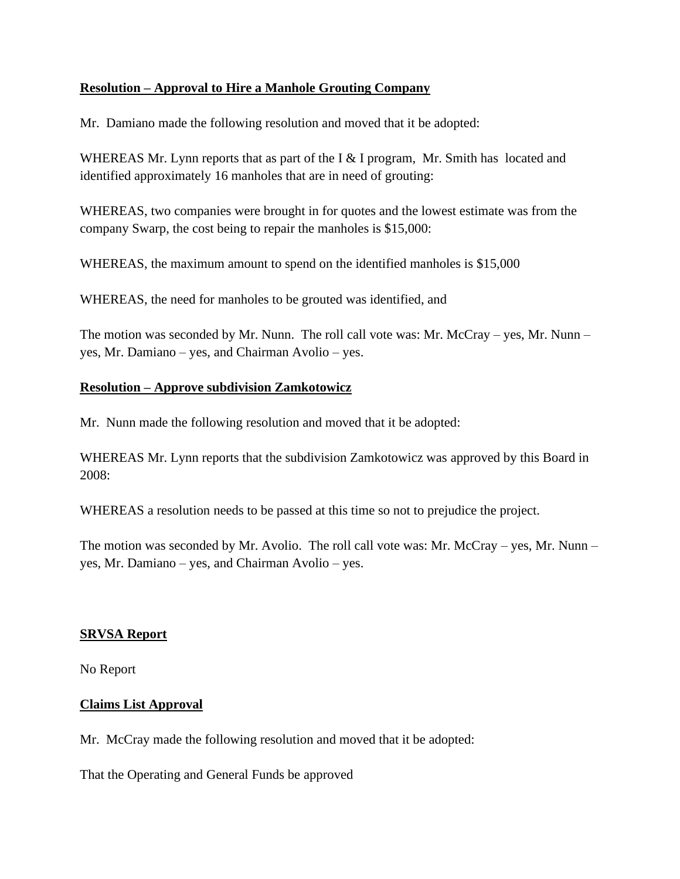**Resolution – Approval to Hire a Manhole Grouting Company**

Mr. Damiano made the following resolution and moved that it be adopted:

WHEREAS Mr. Lynn reports that as part of the I & I program, Mr. Smith has located and identified approximately 16 manholes that are in need of grouting:

WHEREAS, two companies were brought in for quotes and the lowest estimate was from the company Swarp, the cost being to repair the manholes is $15,000:

WHEREAS, the maximum amount to spend on the identified manholes is $15,000

WHEREAS, the need for manholes to be grouted was identified, and

The motion was seconded by Mr. Nunn. The roll call vote was: Mr. McCray – yes, Mr. Nunn – yes, Mr. Damiano – yes, and Chairman Avolio – yes.

**Resolution – Approve subdivision Zamkotowicz**

Mr. Nunn made the following resolution and moved that it be adopted:

WHEREAS Mr. Lynn reports that the subdivision Zamkotowicz was approved by this Board in 2008:

WHEREAS a resolution needs to be passed at this time so not to prejudice the project.

The motion was seconded by Mr. Avolio. The roll call vote was: Mr. McCray – yes, Mr. Nunn – yes, Mr. Damiano – yes, and Chairman Avolio – yes.

**SRVSA Report**

No Report

**Claims List Approval**

Mr. McCray made the following resolution and moved that it be adopted:

That the Operating and General Funds be approved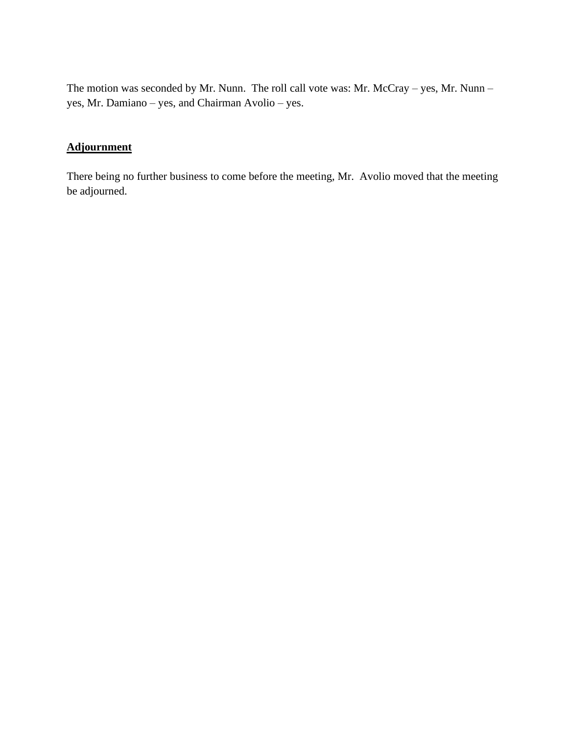The motion was seconded by Mr. Nunn.  The roll call vote was: Mr. McCray – yes, Mr. Nunn – yes, Mr. Damiano – yes, and Chairman Avolio – yes.

## **Adjournment**

There being no further business to come before the meeting, Mr.  Avolio moved that the meeting be adjourned.